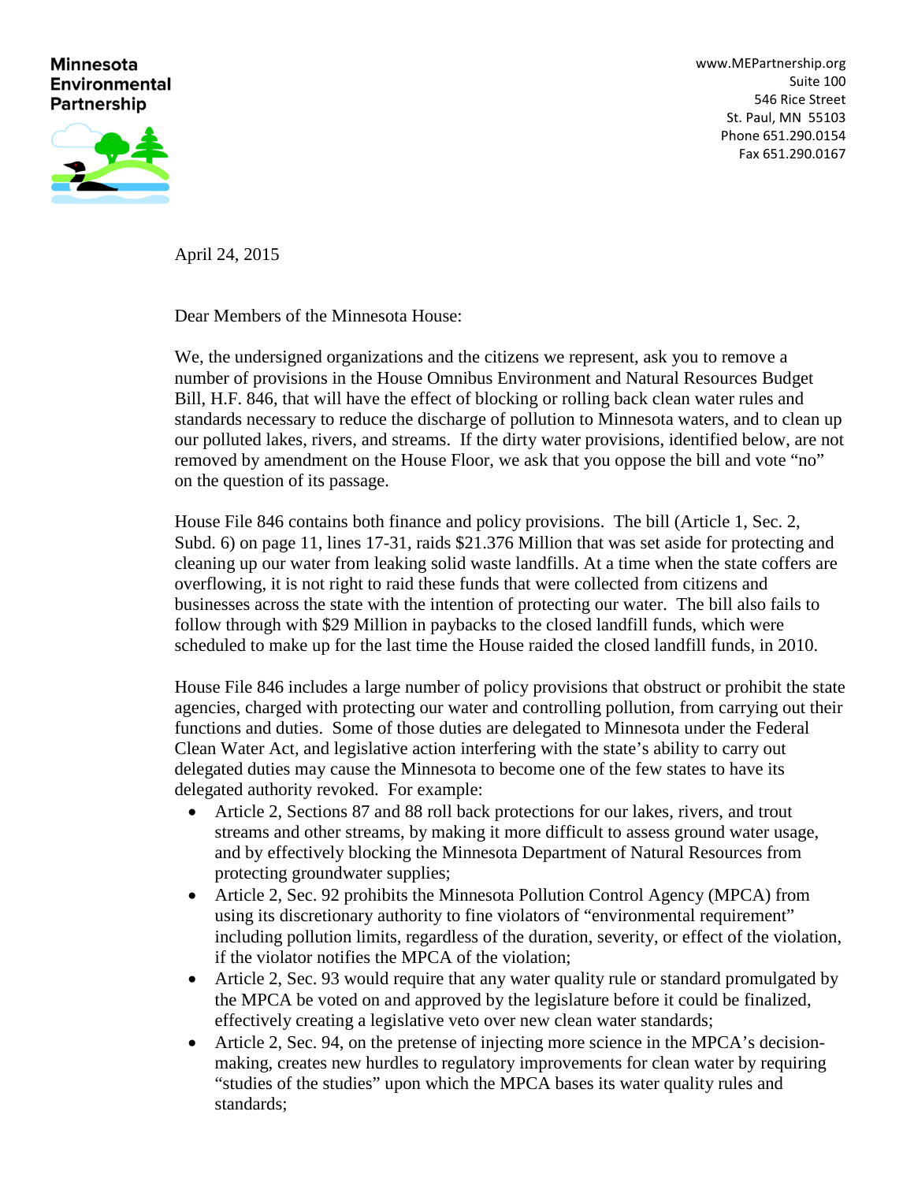**Minnesota Environmental Partnership**

www.MEPartnership.org
Suite 100
546 Rice Street
St. Paul, MN 55103
Phone 651.290.0154
Fax 651.290.0167

April 24, 2015

Dear Members of the Minnesota House:

We, the undersigned organizations and the citizens we represent, ask you to remove a number of provisions in the House Omnibus Environment and Natural Resources Budget Bill, H.F. 846, that will have the effect of blocking or rolling back clean water rules and standards necessary to reduce the discharge of pollution to Minnesota waters, and to clean up our polluted lakes, rivers, and streams. If the dirty water provisions, identified below, are not removed by amendment on the House Floor, we ask that you oppose the bill and vote "no" on the question of its passage.

House File 846 contains both finance and policy provisions. The bill (Article 1, Sec. 2, Subd. 6) on page 11, lines 17-31, raids $21.376 Million that was set aside for protecting and cleaning up our water from leaking solid waste landfills. At a time when the state coffers are overflowing, it is not right to raid these funds that were collected from citizens and businesses across the state with the intention of protecting our water. The bill also fails to follow through with $29 Million in paybacks to the closed landfill funds, which were scheduled to make up for the last time the House raided the closed landfill funds, in 2010.

House File 846 includes a large number of policy provisions that obstruct or prohibit the state agencies, charged with protecting our water and controlling pollution, from carrying out their functions and duties. Some of those duties are delegated to Minnesota under the Federal Clean Water Act, and legislative action interfering with the state's ability to carry out delegated duties may cause the Minnesota to become one of the few states to have its delegated authority revoked. For example:

- Article 2, Sections 87 and 88 roll back protections for our lakes, rivers, and trout streams and other streams, by making it more difficult to assess ground water usage, and by effectively blocking the Minnesota Department of Natural Resources from protecting groundwater supplies;
- Article 2, Sec. 92 prohibits the Minnesota Pollution Control Agency (MPCA) from using its discretionary authority to fine violators of "environmental requirement" including pollution limits, regardless of the duration, severity, or effect of the violation, if the violator notifies the MPCA of the violation;
- Article 2, Sec. 93 would require that any water quality rule or standard promulgated by the MPCA be voted on and approved by the legislature before it could be finalized, effectively creating a legislative veto over new clean water standards;
- Article 2, Sec. 94, on the pretense of injecting more science in the MPCA's decision-making, creates new hurdles to regulatory improvements for clean water by requiring "studies of the studies" upon which the MPCA bases its water quality rules and standards;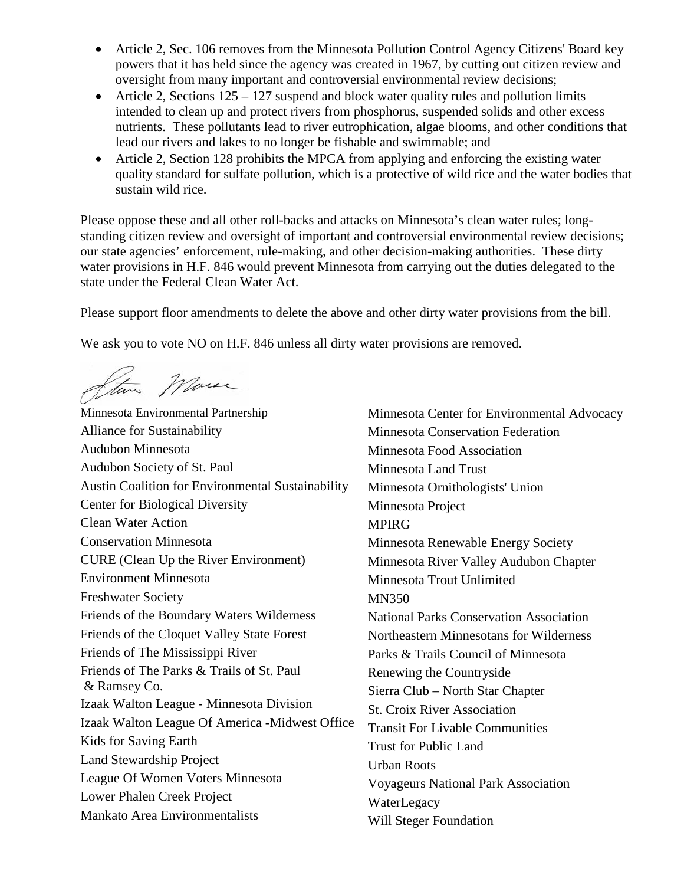- Article 2, Sec. 106 removes from the Minnesota Pollution Control Agency Citizens' Board key powers that it has held since the agency was created in 1967, by cutting out citizen review and oversight from many important and controversial environmental review decisions;
- Article 2, Sections 125 – 127 suspend and block water quality rules and pollution limits intended to clean up and protect rivers from phosphorus, suspended solids and other excess nutrients. These pollutants lead to river eutrophication, algae blooms, and other conditions that lead our rivers and lakes to no longer be fishable and swimmable; and
- Article 2, Section 128 prohibits the MPCA from applying and enforcing the existing water quality standard for sulfate pollution, which is a protective of wild rice and the water bodies that sustain wild rice.

Please oppose these and all other roll-backs and attacks on Minnesota's clean water rules; long-standing citizen review and oversight of important and controversial environmental review decisions; our state agencies' enforcement, rule-making, and other decision-making authorities. These dirty water provisions in H.F. 846 would prevent Minnesota from carrying out the duties delegated to the state under the Federal Clean Water Act.

Please support floor amendments to delete the above and other dirty water provisions from the bill.

We ask you to vote NO on H.F. 846 unless all dirty water provisions are removed.

Minnesota Environmental Partnership
Alliance for Sustainability
Audubon Minnesota
Audubon Society of St. Paul
Austin Coalition for Environmental Sustainability
Center for Biological Diversity
Clean Water Action
Conservation Minnesota
CURE (Clean Up the River Environment)
Environment Minnesota
Freshwater Society
Friends of the Boundary Waters Wilderness
Friends of the Cloquet Valley State Forest
Friends of The Mississippi River
Friends of The Parks & Trails of St. Paul & Ramsey Co.
Izaak Walton League - Minnesota Division
Izaak Walton League Of America -Midwest Office
Kids for Saving Earth
Land Stewardship Project
League Of Women Voters Minnesota
Lower Phalen Creek Project
Mankato Area Environmentalists
Minnesota Center for Environmental Advocacy
Minnesota Conservation Federation
Minnesota Food Association
Minnesota Land Trust
Minnesota Ornithologists' Union
Minnesota Project
MPIRG
Minnesota Renewable Energy Society
Minnesota River Valley Audubon Chapter
Minnesota Trout Unlimited
MN350
National Parks Conservation Association
Northeastern Minnesotans for Wilderness
Parks & Trails Council of Minnesota
Renewing the Countryside
Sierra Club – North Star Chapter
St. Croix River Association
Transit For Livable Communities
Trust for Public Land
Urban Roots
Voyageurs National Park Association
WaterLegacy
Will Steger Foundation